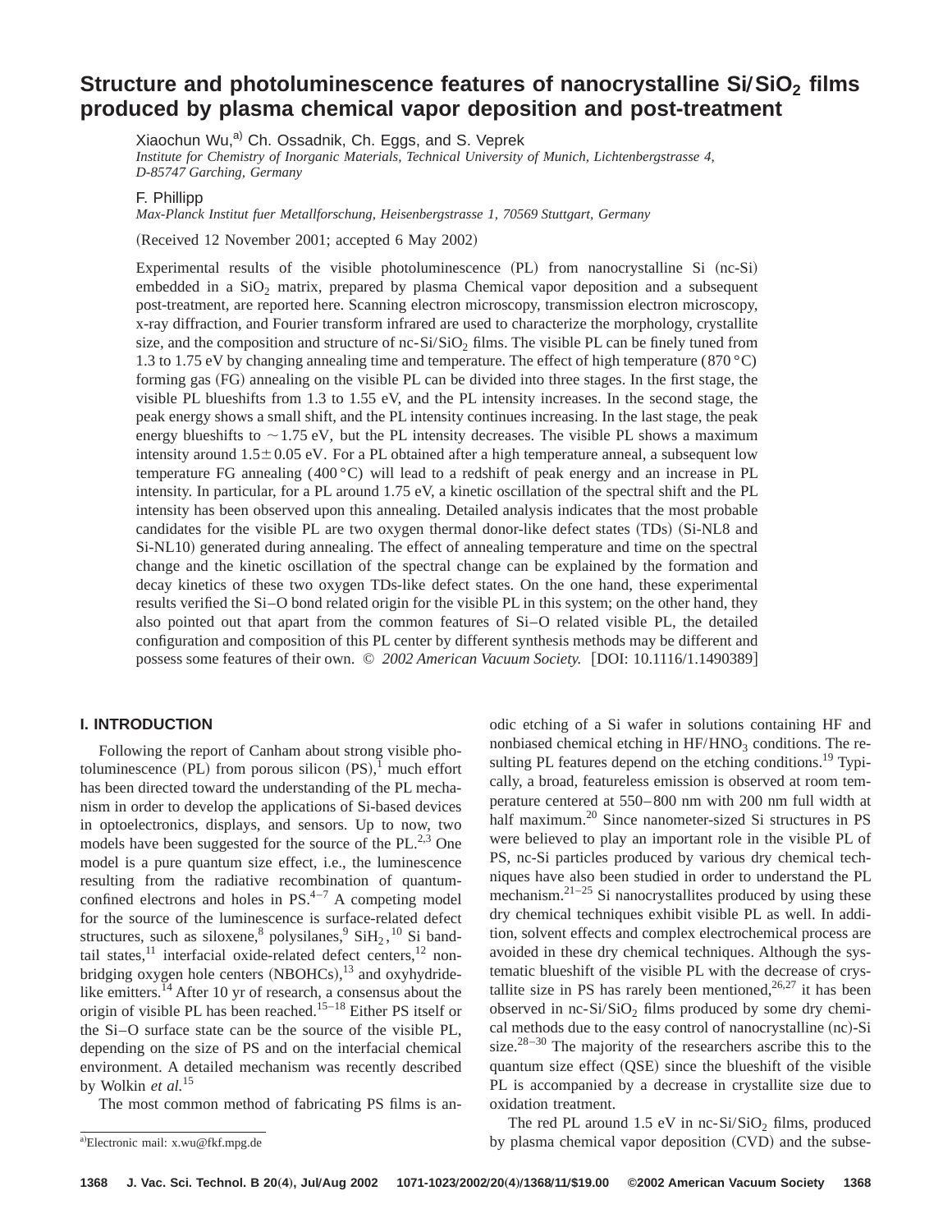# Structure and photoluminescence features of nanocrystalline $Si/SiO_2$ films produced by plasma chemical vapor deposition and post-treatment

Xiaochun Wu,[a] Ch. Ossadnik, Ch. Eggs, and S. Veprek

*Institute for Chemistry of Inorganic Materials, Technical University of Munich, Lichtenbergstrasse 4, D-85747 Garching, Germany*

F. Phillipp

*Max-Planck Institut fuer Metallforschung, Heisenbergstrasse 1, 70569 Stuttgart, Germany*

(Received 12 November 2001; accepted 6 May 2002)

Experimental results of the visible photoluminescence (PL) from nanocrystalline Si (nc-Si) embedded in a $SiO_2$ matrix, prepared by plasma Chemical vapor deposition and a subsequent post-treatment, are reported here. Scanning electron microscopy, transmission electron microscopy, x-ray diffraction, and Fourier transform infrared are used to characterize the morphology, crystallite size, and the composition and structure of nc-$Si/SiO_2$ films. The visible PL can be finely tuned from 1.3 to 1.75 eV by changing annealing time and temperature. The effect of high temperature (870 °C) forming gas (FG) annealing on the visible PL can be divided into three stages. In the first stage, the visible PL blueshifts from 1.3 to 1.55 eV, and the PL intensity increases. In the second stage, the peak energy shows a small shift, and the PL intensity continues increasing. In the last stage, the peak energy blueshifts to ~1.75 eV, but the PL intensity decreases. The visible PL shows a maximum intensity around 1.5±0.05 eV. For a PL obtained after a high temperature anneal, a subsequent low temperature FG annealing (400 °C) will lead to a redshift of peak energy and an increase in PL intensity. In particular, for a PL around 1.75 eV, a kinetic oscillation of the spectral shift and the PL intensity has been observed upon this annealing. Detailed analysis indicates that the most probable candidates for the visible PL are two oxygen thermal donor-like defect states (TDs) (Si-NL8 and Si-NL10) generated during annealing. The effect of annealing temperature and time on the spectral change and the kinetic oscillation of the spectral change can be explained by the formation and decay kinetics of these two oxygen TDs-like defect states. On the one hand, these experimental results verified the Si–O bond related origin for the visible PL in this system; on the other hand, they also pointed out that apart from the common features of Si–O related visible PL, the detailed configuration and composition of this PL center by different synthesis methods may be different and possess some features of their own. © *2002 American Vacuum Society.* [DOI: 10.1116/1.1490389]

## I. INTRODUCTION

Following the report of Canham about strong visible photoluminescence (PL) from porous silicon (PS),[1] much effort has been directed toward the understanding of the PL mechanism in order to develop the applications of Si-based devices in optoelectronics, displays, and sensors. Up to now, two models have been suggested for the source of the PL.[2,3] One model is a pure quantum size effect, i.e., the luminescence resulting from the radiative recombination of quantum-confined electrons and holes in PS.[4–7] A competing model for the source of the luminescence is surface-related defect structures, such as siloxene,[8] polysilanes,[9] $SiH_2$,[10] Si band-tail states,[11] interfacial oxide-related defect centers,[12] nonbridging oxygen hole centers (NBOHCs),[13] and oxyhydride-like emitters.[14] After 10 yr of research, a consensus about the origin of visible PL has been reached.[15–18] Either PS itself or the Si–O surface state can be the source of the visible PL, depending on the size of PS and on the interfacial chemical environment. A detailed mechanism was recently described by Wolkin *et al.*[15]

The most common method of fabricating PS films is anodic etching of a Si wafer in solutions containing HF and nonbiased chemical etching in $HF/HNO_3$ conditions. The resulting PL features depend on the etching conditions.[19] Typically, a broad, featureless emission is observed at room temperature centered at 550–800 nm with 200 nm full width at half maximum.[20] Since nanometer-sized Si structures in PS were believed to play an important role in the visible PL of PS, nc-Si particles produced by various dry chemical techniques have also been studied in order to understand the PL mechanism.[21–25] Si nanocrystallites produced by using these dry chemical techniques exhibit visible PL as well. In addition, solvent effects and complex electrochemical process are avoided in these dry chemical techniques. Although the systematic blueshift of the visible PL with the decrease of crystallite size in PS has rarely been mentioned,[26,27] it has been observed in nc-$Si/SiO_2$ films produced by some dry chemical methods due to the easy control of nanocrystalline (nc)-Si size.[28–30] The majority of the researchers ascribe this to the quantum size effect (QSE) since the blueshift of the visible PL is accompanied by a decrease in crystallite size due to oxidation treatment.

The red PL around 1.5 eV in nc-$Si/SiO_2$ films, produced by plasma chemical vapor deposition (CVD) and the subse-

[a] Electronic mail: x.wu@fkf.mpg.de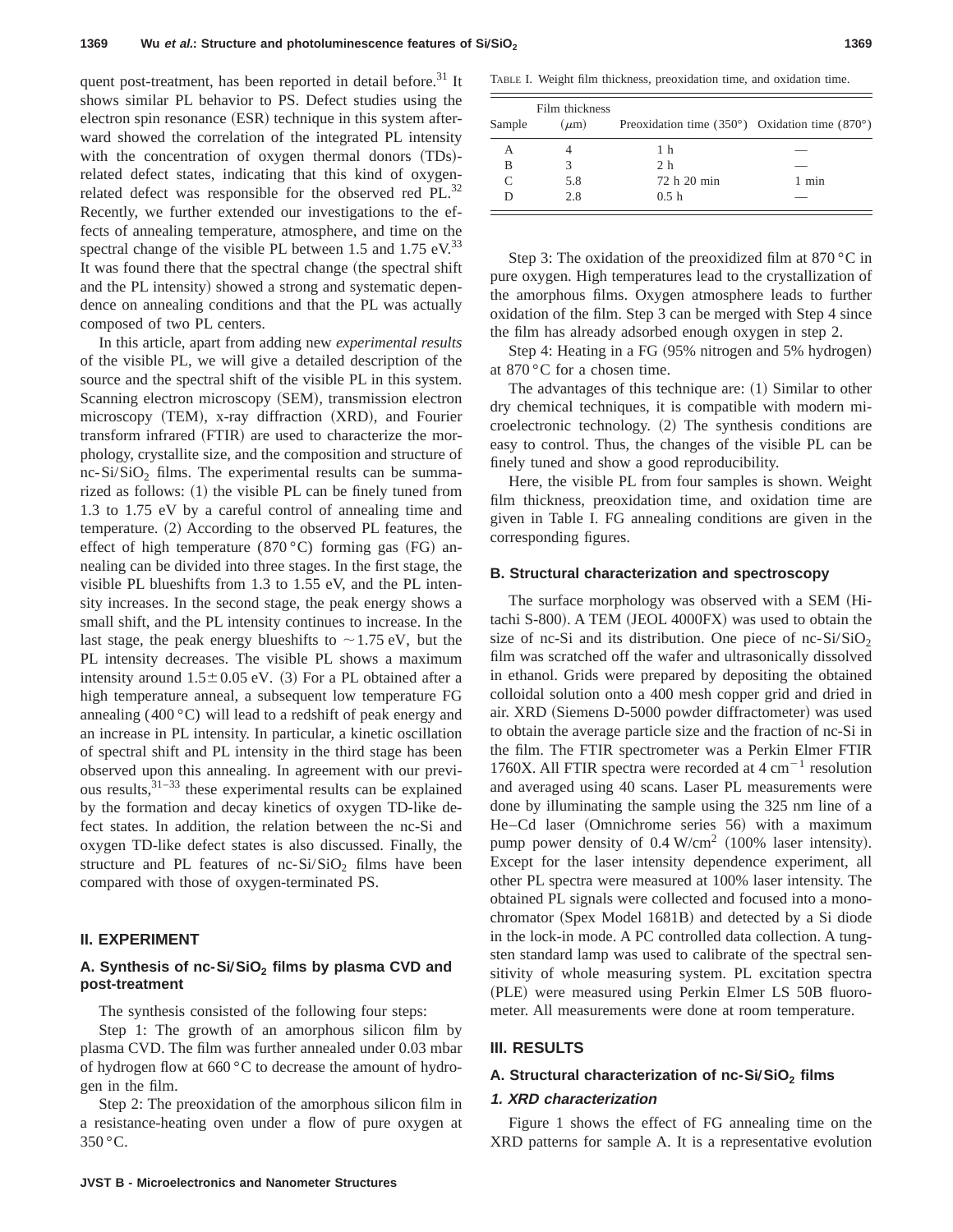quent post-treatment, has been reported in detail before.[31] It shows similar PL behavior to PS. Defect studies using the electron spin resonance (ESR) technique in this system afterward showed the correlation of the integrated PL intensity with the concentration of oxygen thermal donors (TDs)-related defect states, indicating that this kind of oxygen-related defect was responsible for the observed red PL.[32] Recently, we further extended our investigations to the effects of annealing temperature, atmosphere, and time on the spectral change of the visible PL between 1.5 and 1.75 eV.[33] It was found there that the spectral change (the spectral shift and the PL intensity) showed a strong and systematic dependence on annealing conditions and that the PL was actually composed of two PL centers.

In this article, apart from adding new *experimental results* of the visible PL, we will give a detailed description of the source and the spectral shift of the visible PL in this system. Scanning electron microscopy (SEM), transmission electron microscopy (TEM), x-ray diffraction (XRD), and Fourier transform infrared (FTIR) are used to characterize the morphology, crystallite size, and the composition and structure of nc-Si/$SiO_2$ films. The experimental results can be summarized as follows: (1) the visible PL can be finely tuned from 1.3 to 1.75 eV by a careful control of annealing time and temperature. (2) According to the observed PL features, the effect of high temperature (870 °C) forming gas (FG) annealing can be divided into three stages. In the first stage, the visible PL blueshifts from 1.3 to 1.55 eV, and the PL intensity increases. In the second stage, the peak energy shows a small shift, and the PL intensity continues to increase. In the last stage, the peak energy blueshifts to ~1.75 eV, but the PL intensity decreases. The visible PL shows a maximum intensity around 1.5±0.05 eV. (3) For a PL obtained after a high temperature anneal, a subsequent low temperature FG annealing (400 °C) will lead to a redshift of peak energy and an increase in PL intensity. In particular, a kinetic oscillation of spectral shift and PL intensity in the third stage has been observed upon this annealing. In agreement with our previous results,[31–33] these experimental results can be explained by the formation and decay kinetics of oxygen TD-like defect states. In addition, the relation between the nc-Si and oxygen TD-like defect states is also discussed. Finally, the structure and PL features of nc-Si/$SiO_2$ films have been compared with those of oxygen-terminated PS.

## II. EXPERIMENT

### A. Synthesis of nc-Si/$SiO_2$ films by plasma CVD and post-treatment

The synthesis consisted of the following four steps:

Step 1: The growth of an amorphous silicon film by plasma CVD. The film was further annealed under 0.03 mbar of hydrogen flow at 660 °C to decrease the amount of hydrogen in the film.

Step 2: The preoxidation of the amorphous silicon film in a resistance-heating oven under a flow of pure oxygen at 350 °C.

TABLE I. Weight film thickness, preoxidation time, and oxidation time.

| Sample | Film thickness ($\mu$m) | Preoxidation time (350°) | Oxidation time (870°) |
|---|---|---|---|
| A | 4 | 1 h | — |
| B | 3 | 2 h | — |
| C | 5.8 | 72 h 20 min | 1 min |
| D | 2.8 | 0.5 h | — |

Step 3: The oxidation of the preoxidized film at 870 °C in pure oxygen. High temperatures lead to the crystallization of the amorphous films. Oxygen atmosphere leads to further oxidation of the film. Step 3 can be merged with Step 4 since the film has already adsorbed enough oxygen in step 2.

Step 4: Heating in a FG (95% nitrogen and 5% hydrogen) at 870 °C for a chosen time.

The advantages of this technique are: (1) Similar to other dry chemical techniques, it is compatible with modern microelectronic technology. (2) The synthesis conditions are easy to control. Thus, the changes of the visible PL can be finely tuned and show a good reproducibility.

Here, the visible PL from four samples is shown. Weight film thickness, preoxidation time, and oxidation time are given in Table I. FG annealing conditions are given in the corresponding figures.

### B. Structural characterization and spectroscopy

The surface morphology was observed with a SEM (Hitachi S-800). A TEM (JEOL 4000FX) was used to obtain the size of nc-Si and its distribution. One piece of nc-Si/$SiO_2$ film was scratched off the wafer and ultrasonically dissolved in ethanol. Grids were prepared by depositing the obtained colloidal solution onto a 400 mesh copper grid and dried in air. XRD (Siemens D-5000 powder diffractometer) was used to obtain the average particle size and the fraction of nc-Si in the film. The FTIR spectrometer was a Perkin Elmer FTIR 1760X. All FTIR spectra were recorded at 4 $cm^{-1}$ resolution and averaged using 40 scans. Laser PL measurements were done by illuminating the sample using the 325 nm line of a He–Cd laser (Omnichrome series 56) with a maximum pump power density of 0.4 W/$cm^2$ (100% laser intensity). Except for the laser intensity dependence experiment, all other PL spectra were measured at 100% laser intensity. The obtained PL signals were collected and focused into a monochromator (Spex Model 1681B) and detected by a Si diode in the lock-in mode. A PC controlled data collection. A tungsten standard lamp was used to calibrate of the spectral sensitivity of whole measuring system. PL excitation spectra (PLE) were measured using Perkin Elmer LS 50B fluorometer. All measurements were done at room temperature.

## III. RESULTS

### A. Structural characterization of nc-Si/$SiO_2$ films

#### 1. XRD characterization

Figure 1 shows the effect of FG annealing time on the XRD patterns for sample A. It is a representative evolution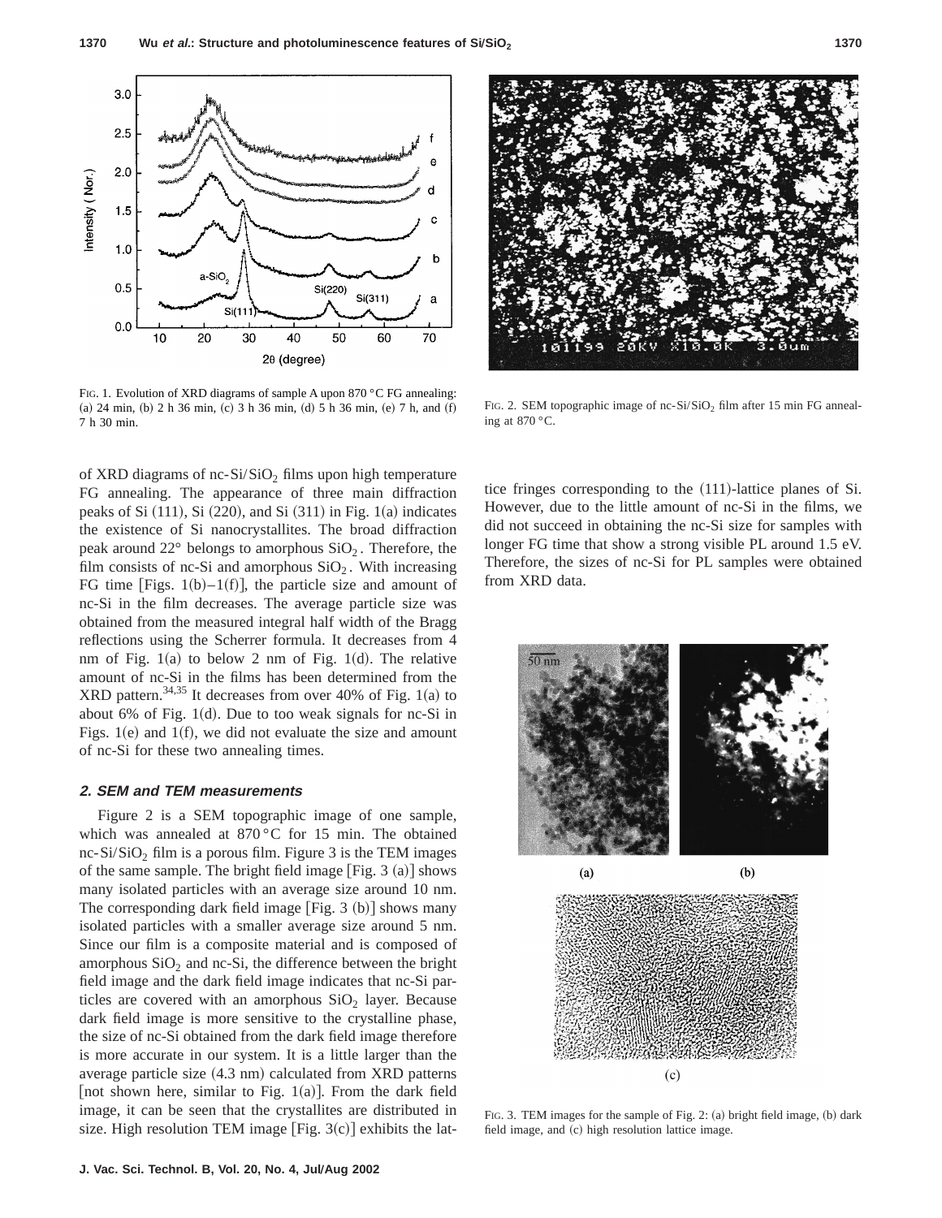FIG. 1. Evolution of XRD diagrams of sample A upon 870 °C FG annealing: (a) 24 min, (b) 2 h 36 min, (c) 3 h 36 min, (d) 5 h 36 min, (e) 7 h, and (f) 7 h 30 min.

FIG. 2. SEM topographic image of nc-Si/$SiO_2$ film after 15 min FG annealing at 870 °C.

of XRD diagrams of nc-Si/$SiO_2$ films upon high temperature FG annealing. The appearance of three main diffraction peaks of Si (111), Si (220), and Si (311) in Fig. 1(a) indicates the existence of Si nanocrystallites. The broad diffraction peak around 22° belongs to amorphous $SiO_2$. Therefore, the film consists of nc-Si and amorphous $SiO_2$. With increasing FG time [Figs. 1(b)–1(f)], the particle size and amount of nc-Si in the film decreases. The average particle size was obtained from the measured integral half width of the Bragg reflections using the Scherrer formula. It decreases from 4 nm of Fig. 1(a) to below 2 nm of Fig. 1(d). The relative amount of nc-Si in the films has been determined from the XRD pattern.[34,35] It decreases from over 40% of Fig. 1(a) to about 6% of Fig. 1(d). Due to too weak signals for nc-Si in Figs. 1(e) and 1(f), we did not evaluate the size and amount of nc-Si for these two annealing times.

### 2. SEM and TEM measurements

Figure 2 is a SEM topographic image of one sample, which was annealed at 870 °C for 15 min. The obtained nc-Si/$SiO_2$ film is a porous film. Figure 3 is the TEM images of the same sample. The bright field image [Fig. 3 (a)] shows many isolated particles with an average size around 10 nm. The corresponding dark field image [Fig. 3 (b)] shows many isolated particles with a smaller average size around 5 nm. Since our film is a composite material and is composed of amorphous $SiO_2$ and nc-Si, the difference between the bright field image and the dark field image indicates that nc-Si particles are covered with an amorphous $SiO_2$ layer. Because dark field image is more sensitive to the crystalline phase, the size of nc-Si obtained from the dark field image therefore is more accurate in our system. It is a little larger than the average particle size (4.3 nm) calculated from XRD patterns [not shown here, similar to Fig. 1(a)]. From the dark field image, it can be seen that the crystallites are distributed in size. High resolution TEM image [Fig. 3(c)] exhibits the lattice fringes corresponding to the (111)-lattice planes of Si. However, due to the little amount of nc-Si in the films, we did not succeed in obtaining the nc-Si size for samples with longer FG time that show a strong visible PL around 1.5 eV. Therefore, the sizes of nc-Si for PL samples were obtained from XRD data.

FIG. 3. TEM images for the sample of Fig. 2: (a) bright field image, (b) dark field image, and (c) high resolution lattice image.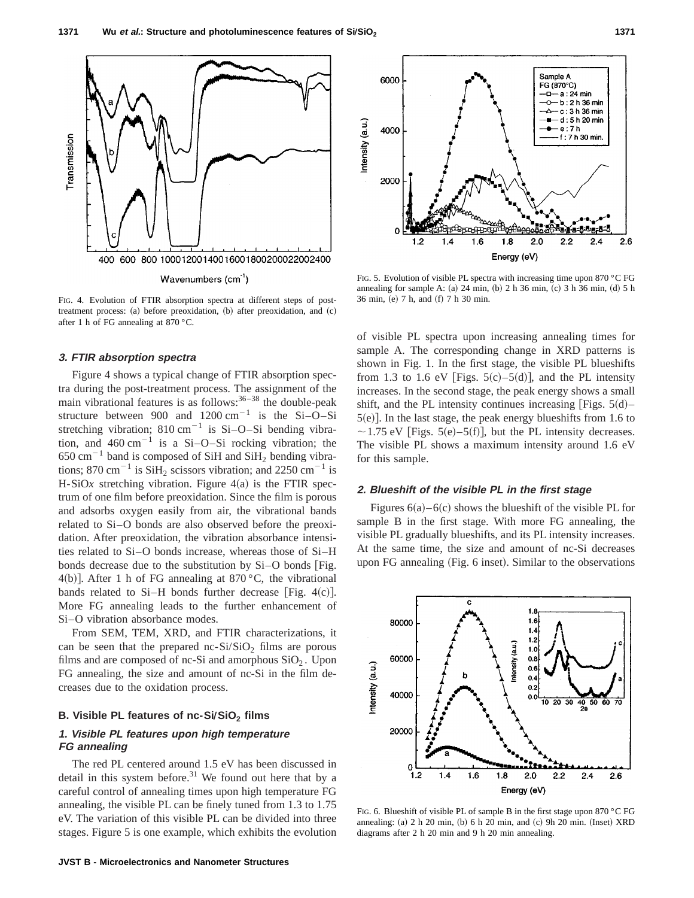FIG. 4. Evolution of FTIR absorption spectra at different steps of post-treatment process: (a) before preoxidation, (b) after preoxidation, and (c) after 1 h of FG annealing at 870 °C.

### 3. FTIR absorption spectra

Figure 4 shows a typical change of FTIR absorption spectra during the post-treatment process. The assignment of the main vibrational features is as follows:[36–38] the double-peak structure between 900 and $1200\ \mathrm{cm}^{-1}$ is the Si–O–Si stretching vibration; $810\ \mathrm{cm}^{-1}$ is Si–O–Si bending vibration, and $460\ \mathrm{cm}^{-1}$ is a Si–O–Si rocking vibration; the $650\ \mathrm{cm}^{-1}$ band is composed of SiH and $SiH_2$ bending vibrations; $870\ \mathrm{cm}^{-1}$ is $SiH_2$ scissors vibration; and $2250\ \mathrm{cm}^{-1}$ is H-SiO$x$ stretching vibration. Figure 4(a) is the FTIR spectrum of one film before preoxidation. Since the film is porous and adsorbs oxygen easily from air, the vibrational bands related to Si–O bonds are also observed before the preoxidation. After preoxidation, the vibration absorbance intensities related to Si–O bonds increase, whereas those of Si–H bonds decrease due to the substitution by Si–O bonds [Fig. 4(b)]. After 1 h of FG annealing at 870 °C, the vibrational bands related to Si–H bonds further decrease [Fig. 4(c)]. More FG annealing leads to the further enhancement of Si–O vibration absorbance modes.

From SEM, TEM, XRD, and FTIR characterizations, it can be seen that the prepared nc-Si/$SiO_2$ films are porous films and are composed of nc-Si and amorphous $SiO_2$. Upon FG annealing, the size and amount of nc-Si in the film decreases due to the oxidation process.

## B. Visible PL features of nc-Si/$SiO_2$ films

### 1. Visible PL features upon high temperature FG annealing

The red PL centered around 1.5 eV has been discussed in detail in this system before.[31] We found out here that by a careful control of annealing times upon high temperature FG annealing, the visible PL can be finely tuned from 1.3 to 1.75 eV. The variation of this visible PL can be divided into three stages. Figure 5 is one example, which exhibits the evolution of visible PL spectra upon increasing annealing times for sample A. The corresponding change in XRD patterns is shown in Fig. 1. In the first stage, the visible PL blueshifts from 1.3 to 1.6 eV [Figs. 5(c)–5(d)], and the PL intensity increases. In the second stage, the peak energy shows a small shift, and the PL intensity continues increasing [Figs. 5(d)–5(e)]. In the last stage, the peak energy blueshifts from 1.6 to ~1.75 eV [Figs. 5(e)–5(f)], but the PL intensity decreases. The visible PL shows a maximum intensity around 1.6 eV for this sample.

FIG. 5. Evolution of visible PL spectra with increasing time upon 870 °C FG annealing for sample A: (a) 24 min, (b) 2 h 36 min, (c) 3 h 36 min, (d) 5 h 36 min, (e) 7 h, and (f) 7 h 30 min.

### 2. Blueshift of the visible PL in the first stage

Figures 6(a)–6(c) shows the blueshift of the visible PL for sample B in the first stage. With more FG annealing, the visible PL gradually blueshifts, and its PL intensity increases. At the same time, the size and amount of nc-Si decreases upon FG annealing (Fig. 6 inset). Similar to the observations

FIG. 6. Blueshift of visible PL of sample B in the first stage upon 870 °C FG annealing: (a) 2 h 20 min, (b) 6 h 20 min, and (c) 9h 20 min. (Inset) XRD diagrams after 2 h 20 min and 9 h 20 min annealing.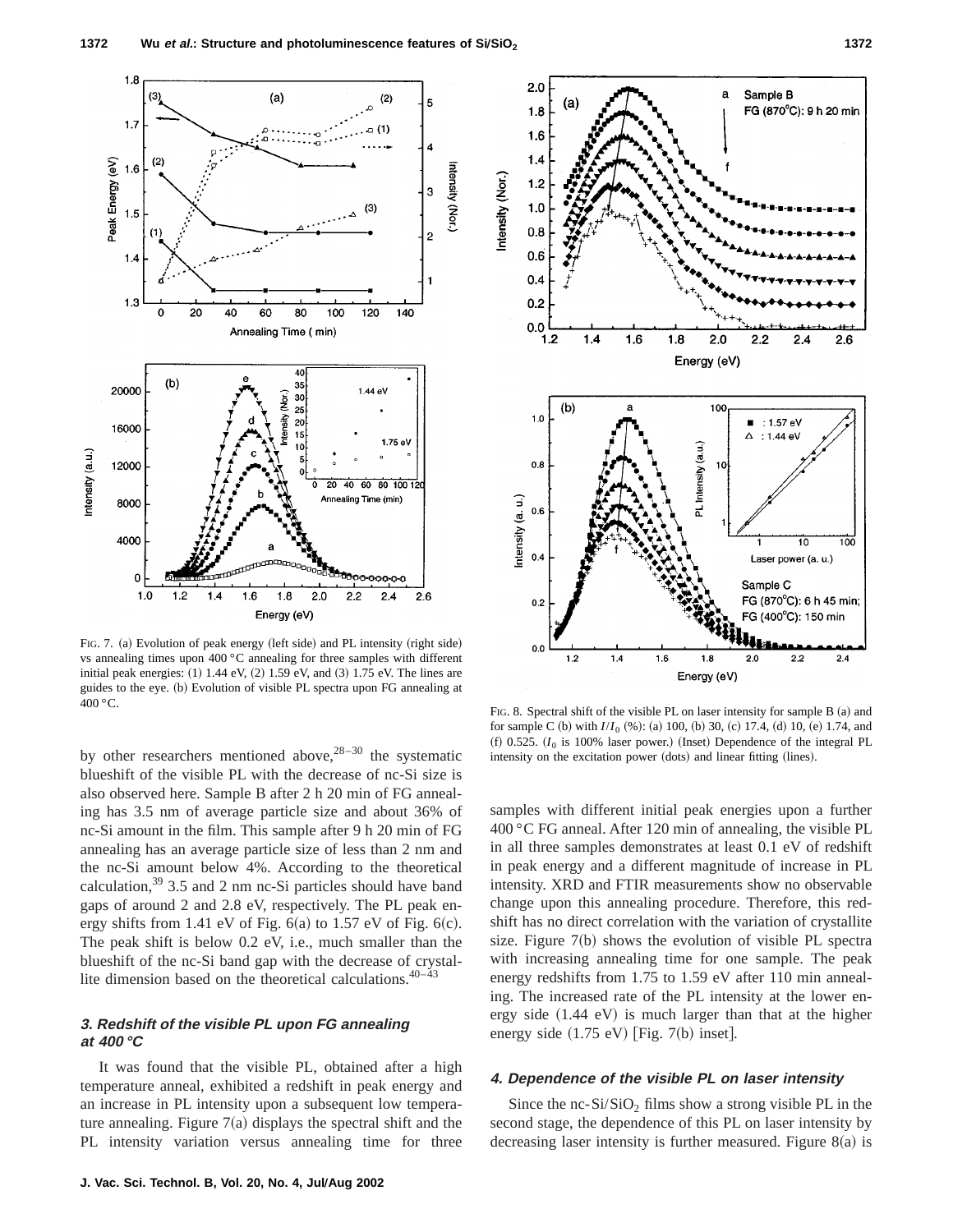FIG. 7. (a) Evolution of peak energy (left side) and PL intensity (right side) vs annealing times upon 400 °C annealing for three samples with different initial peak energies: (1) 1.44 eV, (2) 1.59 eV, and (3) 1.75 eV. The lines are guides to the eye. (b) Evolution of visible PL spectra upon FG annealing at 400 °C.

FIG. 8. Spectral shift of the visible PL on laser intensity for sample B (a) and for sample C (b) with $I/I_0$ (%): (a) 100, (b) 30, (c) 17.4, (d) 10, (e) 1.74, and (f) 0.525. ($I_0$ is 100% laser power.) (Inset) Dependence of the integral PL intensity on the excitation power (dots) and linear fitting (lines).

by other researchers mentioned above,[28–30] the systematic blueshift of the visible PL with the decrease of nc-Si size is also observed here. Sample B after 2 h 20 min of FG annealing has 3.5 nm of average particle size and about 36% of nc-Si amount in the film. This sample after 9 h 20 min of FG annealing has an average particle size of less than 2 nm and the nc-Si amount below 4%. According to the theoretical calculation,[39] 3.5 and 2 nm nc-Si particles should have band gaps of around 2 and 2.8 eV, respectively. The PL peak energy shifts from 1.41 eV of Fig. 6(a) to 1.57 eV of Fig. 6(c). The peak shift is below 0.2 eV, i.e., much smaller than the blueshift of the nc-Si band gap with the decrease of crystallite dimension based on the theoretical calculations.[40–43]

### 3. Redshift of the visible PL upon FG annealing at 400 °C

It was found that the visible PL, obtained after a high temperature anneal, exhibited a redshift in peak energy and an increase in PL intensity upon a subsequent low temperature annealing. Figure 7(a) displays the spectral shift and the PL intensity variation versus annealing time for three samples with different initial peak energies upon a further 400 °C FG anneal. After 120 min of annealing, the visible PL in all three samples demonstrates at least 0.1 eV of redshift in peak energy and a different magnitude of increase in PL intensity. XRD and FTIR measurements show no observable change upon this annealing procedure. Therefore, this redshift has no direct correlation with the variation of crystallite size. Figure 7(b) shows the evolution of visible PL spectra with increasing annealing time for one sample. The peak energy redshifts from 1.75 to 1.59 eV after 110 min annealing. The increased rate of the PL intensity at the lower energy side (1.44 eV) is much larger than that at the higher energy side (1.75 eV) [Fig. 7(b) inset].

### 4. Dependence of the visible PL on laser intensity

Since the nc-$Si/SiO_2$ films show a strong visible PL in the second stage, the dependence of this PL on laser intensity by decreasing laser intensity is further measured. Figure 8(a) is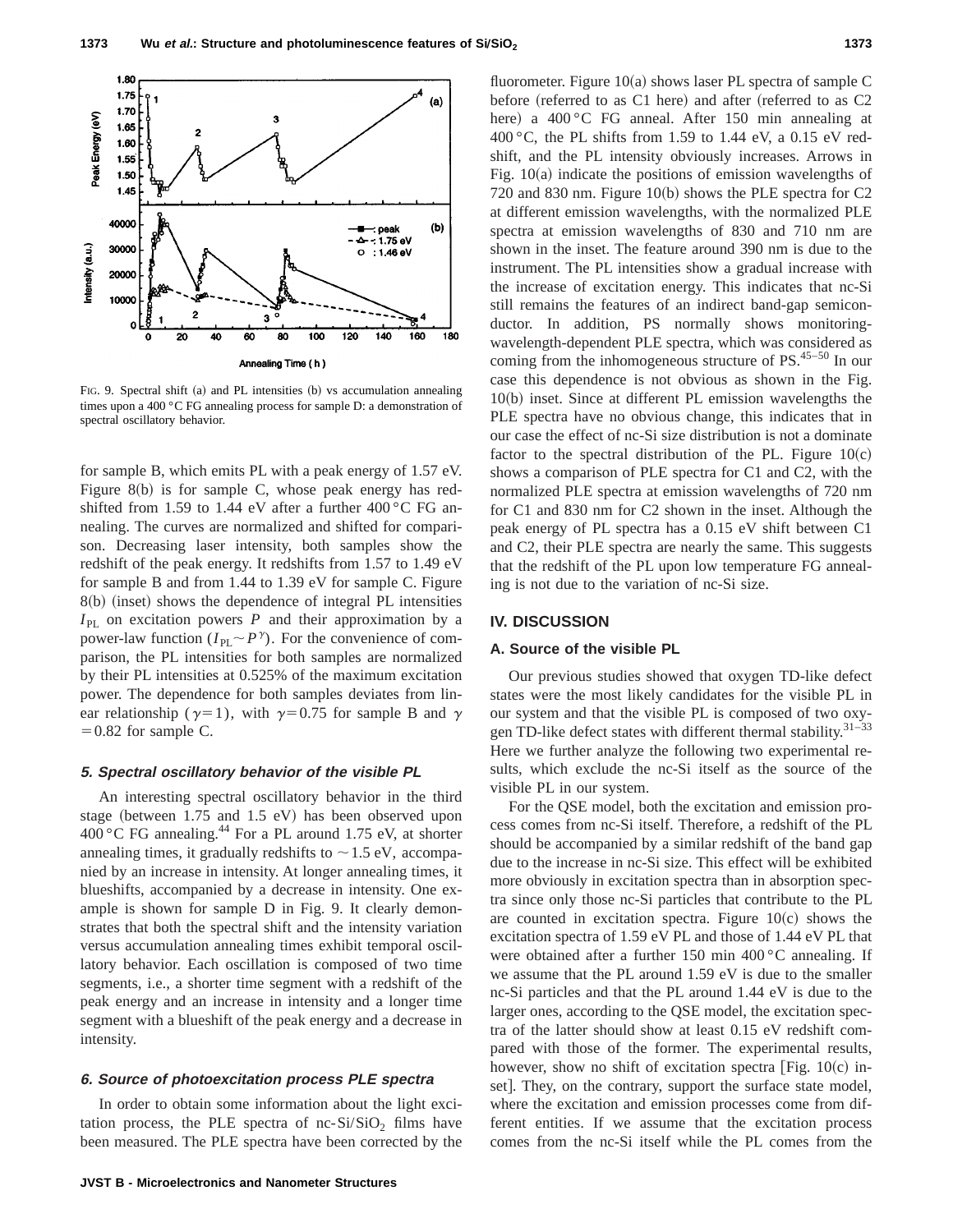FIG. 9. Spectral shift (a) and PL intensities (b) vs accumulation annealing times upon a 400 °C FG annealing process for sample D: a demonstration of spectral oscillatory behavior.

for sample B, which emits PL with a peak energy of 1.57 eV. Figure 8(b) is for sample C, whose peak energy has redshifted from 1.59 to 1.44 eV after a further 400 °C FG annealing. The curves are normalized and shifted for comparison. Decreasing laser intensity, both samples show the redshift of the peak energy. It redshifts from 1.57 to 1.49 eV for sample B and from 1.44 to 1.39 eV for sample C. Figure 8(b) (inset) shows the dependence of integral PL intensities $I_{PL}$ on excitation powers $P$ and their approximation by a power-law function ($I_{PL} \sim P^{\gamma}$). For the convenience of comparison, the PL intensities for both samples are normalized by their PL intensities at 0.525% of the maximum excitation power. The dependence for both samples deviates from linear relationship ($\gamma = 1$), with $\gamma = 0.75$ for sample B and $\gamma = 0.82$ for sample C.

### *5. Spectral oscillatory behavior of the visible PL*

An interesting spectral oscillatory behavior in the third stage (between 1.75 and 1.5 eV) has been observed upon 400 °C FG annealing.[44] For a PL around 1.75 eV, at shorter annealing times, it gradually redshifts to ~1.5 eV, accompanied by an increase in intensity. At longer annealing times, it blueshifts, accompanied by a decrease in intensity. One example is shown for sample D in Fig. 9. It clearly demonstrates that both the spectral shift and the intensity variation versus accumulation annealing times exhibit temporal oscillatory behavior. Each oscillation is composed of two time segments, i.e., a shorter time segment with a redshift of the peak energy and an increase in intensity and a longer time segment with a blueshift of the peak energy and a decrease in intensity.

### *6. Source of photoexcitation process PLE spectra*

In order to obtain some information about the light excitation process, the PLE spectra of nc-$Si/SiO_2$ films have been measured. The PLE spectra have been corrected by the fluorometer. Figure 10(a) shows laser PL spectra of sample C before (referred to as C1 here) and after (referred to as C2 here) a 400 °C FG anneal. After 150 min annealing at 400 °C, the PL shifts from 1.59 to 1.44 eV, a 0.15 eV redshift, and the PL intensity obviously increases. Arrows in Fig. 10(a) indicate the positions of emission wavelengths of 720 and 830 nm. Figure 10(b) shows the PLE spectra for C2 at different emission wavelengths, with the normalized PLE spectra at emission wavelengths of 830 and 710 nm are shown in the inset. The feature around 390 nm is due to the instrument. The PL intensities show a gradual increase with the increase of excitation energy. This indicates that nc-Si still remains the features of an indirect band-gap semiconductor. In addition, PS normally shows monitoring-wavelength-dependent PLE spectra, which was considered as coming from the inhomogeneous structure of PS.[45–50] In our case this dependence is not obvious as shown in the Fig. 10(b) inset. Since at different PL emission wavelengths the PLE spectra have no obvious change, this indicates that in our case the effect of nc-Si size distribution is not a dominate factor to the spectral distribution of the PL. Figure 10(c) shows a comparison of PLE spectra for C1 and C2, with the normalized PLE spectra at emission wavelengths of 720 nm for C1 and 830 nm for C2 shown in the inset. Although the peak energy of PL spectra has a 0.15 eV shift between C1 and C2, their PLE spectra are nearly the same. This suggests that the redshift of the PL upon low temperature FG annealing is not due to the variation of nc-Si size.

## IV. DISCUSSION

### A. Source of the visible PL

Our previous studies showed that oxygen TD-like defect states were the most likely candidates for the visible PL in our system and that the visible PL is composed of two oxygen TD-like defect states with different thermal stability.[31–33] Here we further analyze the following two experimental results, which exclude the nc-Si itself as the source of the visible PL in our system.

For the QSE model, both the excitation and emission process comes from nc-Si itself. Therefore, a redshift of the PL should be accompanied by a similar redshift of the band gap due to the increase in nc-Si size. This effect will be exhibited more obviously in excitation spectra than in absorption spectra since only those nc-Si particles that contribute to the PL are counted in excitation spectra. Figure 10(c) shows the excitation spectra of 1.59 eV PL and those of 1.44 eV PL that were obtained after a further 150 min 400 °C annealing. If we assume that the PL around 1.59 eV is due to the smaller nc-Si particles and that the PL around 1.44 eV is due to the larger ones, according to the QSE model, the excitation spectra of the latter should show at least 0.15 eV redshift compared with those of the former. The experimental results, however, show no shift of excitation spectra [Fig. 10(c) inset]. They, on the contrary, support the surface state model, where the excitation and emission processes come from different entities. If we assume that the excitation process comes from the nc-Si itself while the PL comes from the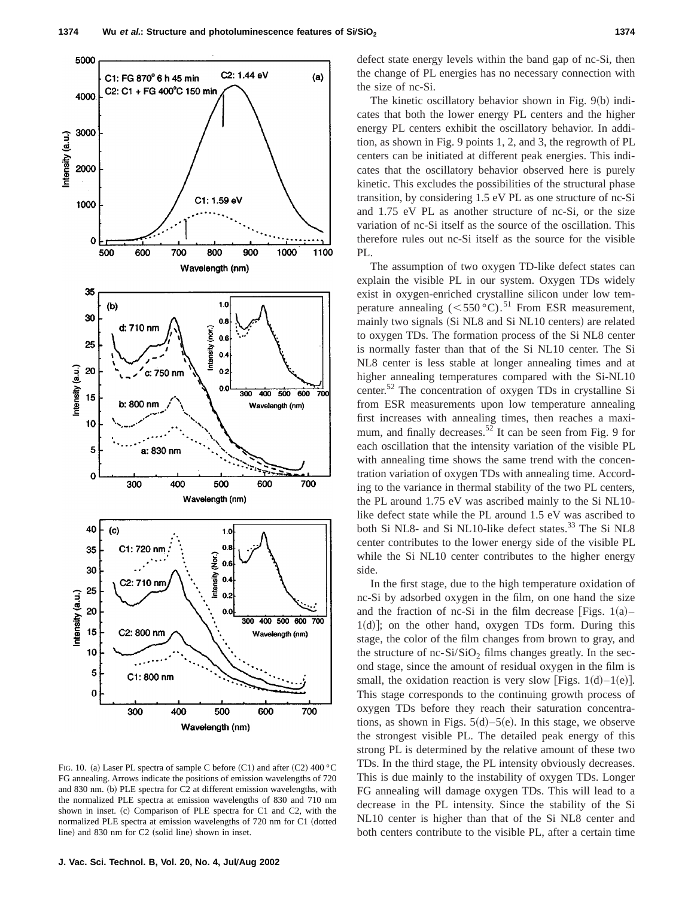FIG. 10. (a) Laser PL spectra of sample C before (C1) and after (C2) 400 °C FG annealing. Arrows indicate the positions of emission wavelengths of 720 and 830 nm. (b) PLE spectra for C2 at different emission wavelengths, with the normalized PLE spectra at emission wavelengths of 830 and 710 nm shown in inset. (c) Comparison of PLE spectra for C1 and C2, with the normalized PLE spectra at emission wavelengths of 720 nm for C1 (dotted line) and 830 nm for C2 (solid line) shown in inset.

defect state energy levels within the band gap of nc-Si, then the change of PL energies has no necessary connection with the size of nc-Si.

The kinetic oscillatory behavior shown in Fig. 9(b) indicates that both the lower energy PL centers and the higher energy PL centers exhibit the oscillatory behavior. In addition, as shown in Fig. 9 points 1, 2, and 3, the regrowth of PL centers can be initiated at different peak energies. This indicates that the oscillatory behavior observed here is purely kinetic. This excludes the possibilities of the structural phase transition, by considering 1.5 eV PL as one structure of nc-Si and 1.75 eV PL as another structure of nc-Si, or the size variation of nc-Si itself as the source of the oscillation. This therefore rules out nc-Si itself as the source for the visible PL.

The assumption of two oxygen TD-like defect states can explain the visible PL in our system. Oxygen TDs widely exist in oxygen-enriched crystalline silicon under low temperature annealing (<550 °C).[51] From ESR measurement, mainly two signals (Si NL8 and Si NL10 centers) are related to oxygen TDs. The formation process of the Si NL8 center is normally faster than that of the Si NL10 center. The Si NL8 center is less stable at longer annealing times and at higher annealing temperatures compared with the Si-NL10 center.[52] The concentration of oxygen TDs in crystalline Si from ESR measurements upon low temperature annealing first increases with annealing times, then reaches a maximum, and finally decreases.[52] It can be seen from Fig. 9 for each oscillation that the intensity variation of the visible PL with annealing time shows the same trend with the concentration variation of oxygen TDs with annealing time. According to the variance in thermal stability of the two PL centers, the PL around 1.75 eV was ascribed mainly to the Si NL10-like defect state while the PL around 1.5 eV was ascribed to both Si NL8- and Si NL10-like defect states.[33] The Si NL8 center contributes to the lower energy side of the visible PL while the Si NL10 center contributes to the higher energy side.

In the first stage, due to the high temperature oxidation of nc-Si by adsorbed oxygen in the film, on one hand the size and the fraction of nc-Si in the film decrease [Figs. 1(a)–1(d)]; on the other hand, oxygen TDs form. During this stage, the color of the film changes from brown to gray, and the structure of nc-Si/$SiO_2$ films changes greatly. In the second stage, since the amount of residual oxygen in the film is small, the oxidation reaction is very slow [Figs. 1(d)–1(e)]. This stage corresponds to the continuing growth process of oxygen TDs before they reach their saturation concentrations, as shown in Figs. 5(d)–5(e). In this stage, we observe the strongest visible PL. The detailed peak energy of this strong PL is determined by the relative amount of these two TDs. In the third stage, the PL intensity obviously decreases. This is due mainly to the instability of oxygen TDs. Longer FG annealing will damage oxygen TDs. This will lead to a decrease in the PL intensity. Since the stability of the Si NL10 center is higher than that of the Si NL8 center and both centers contribute to the visible PL, after a certain time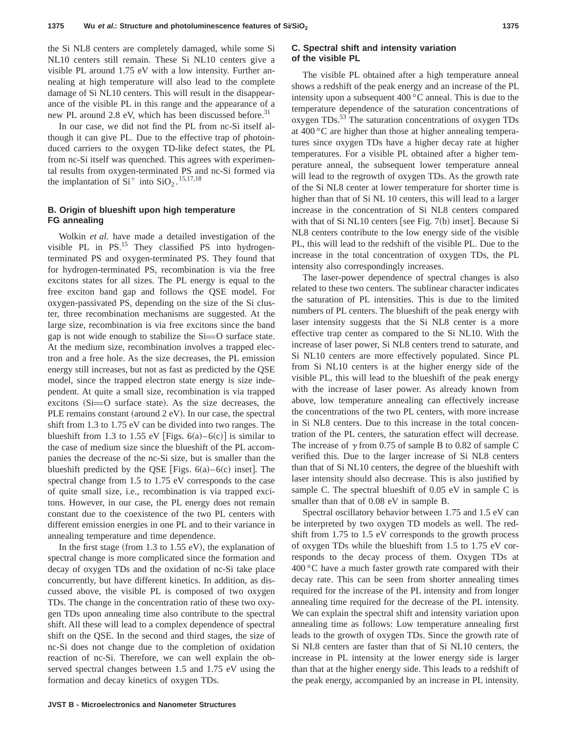the Si NL8 centers are completely damaged, while some Si NL10 centers still remain. These Si NL10 centers give a visible PL around 1.75 eV with a low intensity. Further annealing at high temperature will also lead to the complete damage of Si NL10 centers. This will result in the disappearance of the visible PL in this range and the appearance of a new PL around 2.8 eV, which has been discussed before.[31]

In our case, we did not find the PL from nc-Si itself although it can give PL. Due to the effective trap of photoinduced carriers to the oxygen TD-like defect states, the PL from nc-Si itself was quenched. This agrees with experimental results from oxygen-terminated PS and nc-Si formed via the implantation of $Si^+$ into $SiO_2$.[15,17,18]

### B. Origin of blueshift upon high temperature FG annealing

Wolkin *et al.* have made a detailed investigation of the visible PL in PS.[15] They classified PS into hydrogen-terminated PS and oxygen-terminated PS. They found that for hydrogen-terminated PS, recombination is via the free excitons states for all sizes. The PL energy is equal to the free exciton band gap and follows the QSE model. For oxygen-passivated PS, depending on the size of the Si cluster, three recombination mechanisms are suggested. At the large size, recombination is via free excitons since the band gap is not wide enough to stabilize the Si═O surface state. At the medium size, recombination involves a trapped electron and a free hole. As the size decreases, the PL emission energy still increases, but not as fast as predicted by the QSE model, since the trapped electron state energy is size independent. At quite a small size, recombination is via trapped excitons (Si═O surface state). As the size decreases, the PLE remains constant (around 2 eV). In our case, the spectral shift from 1.3 to 1.75 eV can be divided into two ranges. The blueshift from 1.3 to 1.55 eV [Figs. 6(a)–6(c)] is similar to the case of medium size since the blueshift of the PL accompanies the decrease of the nc-Si size, but is smaller than the blueshift predicted by the QSE [Figs. 6(a)–6(c) inset]. The spectral change from 1.5 to 1.75 eV corresponds to the case of quite small size, i.e., recombination is via trapped excitons. However, in our case, the PL energy does not remain constant due to the coexistence of the two PL centers with different emission energies in one PL and to their variance in annealing temperature and time dependence.

In the first stage (from 1.3 to 1.55 eV), the explanation of spectral change is more complicated since the formation and decay of oxygen TDs and the oxidation of nc-Si take place concurrently, but have different kinetics. In addition, as discussed above, the visible PL is composed of two oxygen TDs. The change in the concentration ratio of these two oxygen TDs upon annealing time also contribute to the spectral shift. All these will lead to a complex dependence of spectral shift on the QSE. In the second and third stages, the size of nc-Si does not change due to the completion of oxidation reaction of nc-Si. Therefore, we can well explain the observed spectral changes between 1.5 and 1.75 eV using the formation and decay kinetics of oxygen TDs.

### C. Spectral shift and intensity variation of the visible PL

The visible PL obtained after a high temperature anneal shows a redshift of the peak energy and an increase of the PL intensity upon a subsequent 400 °C anneal. This is due to the temperature dependence of the saturation concentrations of oxygen TDs.[53] The saturation concentrations of oxygen TDs at 400 °C are higher than those at higher annealing temperatures since oxygen TDs have a higher decay rate at higher temperatures. For a visible PL obtained after a higher temperature anneal, the subsequent lower temperature anneal will lead to the regrowth of oxygen TDs. As the growth rate of the Si NL8 center at lower temperature for shorter time is higher than that of Si NL 10 centers, this will lead to a larger increase in the concentration of Si NL8 centers compared with that of Si NL10 centers [see Fig. 7(b) inset]. Because Si NL8 centers contribute to the low energy side of the visible PL, this will lead to the redshift of the visible PL. Due to the increase in the total concentration of oxygen TDs, the PL intensity also correspondingly increases.

The laser-power dependence of spectral changes is also related to these two centers. The sublinear character indicates the saturation of PL intensities. This is due to the limited numbers of PL centers. The blueshift of the peak energy with laser intensity suggests that the Si NL8 center is a more effective trap center as compared to the Si NL10. With the increase of laser power, Si NL8 centers trend to saturate, and Si NL10 centers are more effectively populated. Since PL from Si NL10 centers is at the higher energy side of the visible PL, this will lead to the blueshift of the peak energy with the increase of laser power. As already known from above, low temperature annealing can effectively increase the concentrations of the two PL centers, with more increase in Si NL8 centers. Due to this increase in the total concentration of the PL centers, the saturation effect will decrease. The increase of $\gamma$ from 0.75 of sample B to 0.82 of sample C verified this. Due to the larger increase of Si NL8 centers than that of Si NL10 centers, the degree of the blueshift with laser intensity should also decrease. This is also justified by sample C. The spectral blueshift of 0.05 eV in sample C is smaller than that of 0.08 eV in sample B.

Spectral oscillatory behavior between 1.75 and 1.5 eV can be interpreted by two oxygen TD models as well. The redshift from 1.75 to 1.5 eV corresponds to the growth process of oxygen TDs while the blueshift from 1.5 to 1.75 eV corresponds to the decay process of them. Oxygen TDs at 400 °C have a much faster growth rate compared with their decay rate. This can be seen from shorter annealing times required for the increase of the PL intensity and from longer annealing time required for the decrease of the PL intensity. We can explain the spectral shift and intensity variation upon annealing time as follows: Low temperature annealing first leads to the growth of oxygen TDs. Since the growth rate of Si NL8 centers are faster than that of Si NL10 centers, the increase in PL intensity at the lower energy side is larger than that at the higher energy side. This leads to a redshift of the peak energy, accompanied by an increase in PL intensity.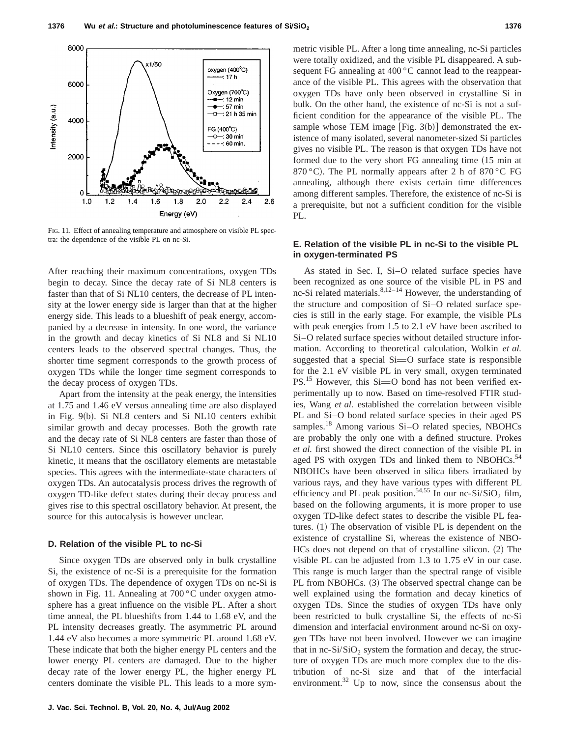FIG. 11. Effect of annealing temperature and atmosphere on visible PL spectra: the dependence of the visible PL on nc-Si.

After reaching their maximum concentrations, oxygen TDs begin to decay. Since the decay rate of Si NL8 centers is faster than that of Si NL10 centers, the decrease of PL intensity at the lower energy side is larger than that at the higher energy side. This leads to a blueshift of peak energy, accompanied by a decrease in intensity. In one word, the variance in the growth and decay kinetics of Si NL8 and Si NL10 centers leads to the observed spectral changes. Thus, the shorter time segment corresponds to the growth process of oxygen TDs while the longer time segment corresponds to the decay process of oxygen TDs.

Apart from the intensity at the peak energy, the intensities at 1.75 and 1.46 eV versus annealing time are also displayed in Fig. 9(b). Si NL8 centers and Si NL10 centers exhibit similar growth and decay processes. Both the growth rate and the decay rate of Si NL8 centers are faster than those of Si NL10 centers. Since this oscillatory behavior is purely kinetic, it means that the oscillatory elements are metastable species. This agrees with the intermediate-state characters of oxygen TDs. An autocatalysis process drives the regrowth of oxygen TD-like defect states during their decay process and gives rise to this spectral oscillatory behavior. At present, the source for this autocalysis is however unclear.

### D. Relation of the visible PL to nc-Si

Since oxygen TDs are observed only in bulk crystalline Si, the existence of nc-Si is a prerequisite for the formation of oxygen TDs. The dependence of oxygen TDs on nc-Si is shown in Fig. 11. Annealing at 700 °C under oxygen atmosphere has a great influence on the visible PL. After a short time anneal, the PL blueshifts from 1.44 to 1.68 eV, and the PL intensity decreases greatly. The asymmetric PL around 1.44 eV also becomes a more symmetric PL around 1.68 eV. These indicate that both the higher energy PL centers and the lower energy PL centers are damaged. Due to the higher decay rate of the lower energy PL, the higher energy PL centers dominate the visible PL. This leads to a more symmetric visible PL. After a long time annealing, nc-Si particles were totally oxidized, and the visible PL disappeared. A subsequent FG annealing at 400 °C cannot lead to the reappearance of the visible PL. This agrees with the observation that oxygen TDs have only been observed in crystalline Si in bulk. On the other hand, the existence of nc-Si is not a sufficient condition for the appearance of the visible PL. The sample whose TEM image [Fig. 3(b)] demonstrated the existence of many isolated, several nanometer-sized Si particles gives no visible PL. The reason is that oxygen TDs have not formed due to the very short FG annealing time (15 min at 870 °C). The PL normally appears after 2 h of 870 °C FG annealing, although there exists certain time differences among different samples. Therefore, the existence of nc-Si is a prerequisite, but not a sufficient condition for the visible PL.

### E. Relation of the visible PL in nc-Si to the visible PL in oxygen-terminated PS

As stated in Sec. I, Si–O related surface species have been recognized as one source of the visible PL in PS and nc-Si related materials.[8,12–14] However, the understanding of the structure and composition of Si–O related surface species is still in the early stage. For example, the visible PLs with peak energies from 1.5 to 2.1 eV have been ascribed to Si–O related surface species without detailed structure information. According to theoretical calculation, Wolkin *et al.* suggested that a special Si═O surface state is responsible for the 2.1 eV visible PL in very small, oxygen terminated PS.[15] However, this Si═O bond has not been verified experimentally up to now. Based on time-resolved FTIR studies, Wang *et al.* established the correlation between visible PL and Si–O bond related surface species in their aged PS samples.[18] Among various Si–O related species, NBOHCs are probably the only one with a defined structure. Prokes *et al.* first showed the direct connection of the visible PL in aged PS with oxygen TDs and linked them to NBOHCs.[54] NBOHCs have been observed in silica fibers irradiated by various rays, and they have various types with different PL efficiency and PL peak position.[54,55] In our nc-$Si/SiO_2$ film, based on the following arguments, it is more proper to use oxygen TD-like defect states to describe the visible PL features. (1) The observation of visible PL is dependent on the existence of crystalline Si, whereas the existence of NBOHCs does not depend on that of crystalline silicon. (2) The visible PL can be adjusted from 1.3 to 1.75 eV in our case. This range is much larger than the spectral range of visible PL from NBOHCs. (3) The observed spectral change can be well explained using the formation and decay kinetics of oxygen TDs. Since the studies of oxygen TDs have only been restricted to bulk crystalline Si, the effects of nc-Si dimension and interfacial environment around nc-Si on oxygen TDs have not been involved. However we can imagine that in nc-$Si/SiO_2$ system the formation and decay, the structure of oxygen TDs are much more complex due to the distribution of nc-Si size and that of the interfacial environment.[32] Up to now, since the consensus about the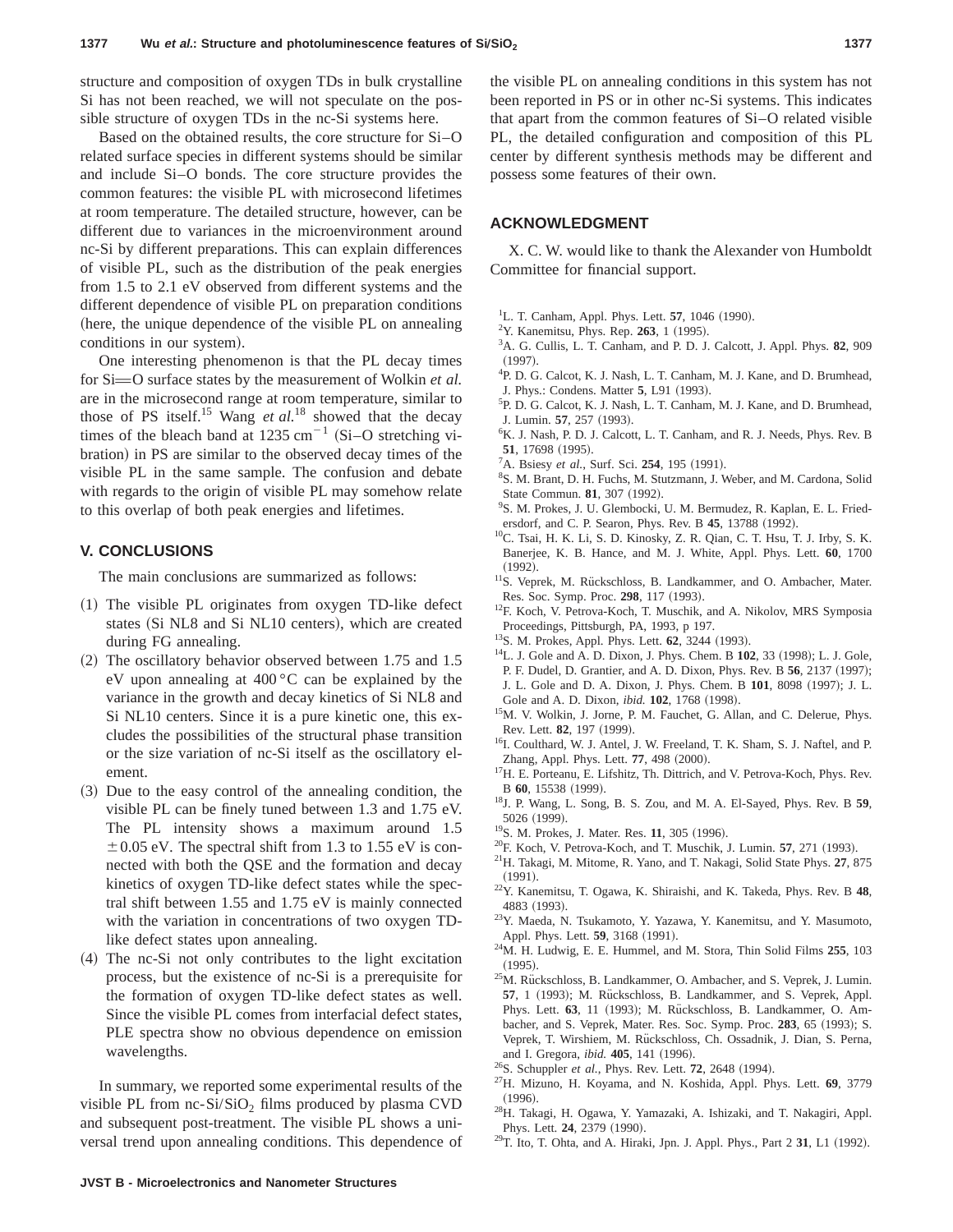structure and composition of oxygen TDs in bulk crystalline Si has not been reached, we will not speculate on the possible structure of oxygen TDs in the nc-Si systems here.

Based on the obtained results, the core structure for Si–O related surface species in different systems should be similar and include Si–O bonds. The core structure provides the common features: the visible PL with microsecond lifetimes at room temperature. The detailed structure, however, can be different due to variances in the microenvironment around nc-Si by different preparations. This can explain differences of visible PL, such as the distribution of the peak energies from 1.5 to 2.1 eV observed from different systems and the different dependence of visible PL on preparation conditions (here, the unique dependence of the visible PL on annealing conditions in our system).

One interesting phenomenon is that the PL decay times for Si═O surface states by the measurement of Wolkin *et al.* are in the microsecond range at room temperature, similar to those of PS itself.[15] Wang *et al.*[18] showed that the decay times of the bleach band at $1235\ \mathrm{cm}^{-1}$ (Si–O stretching vibration) in PS are similar to the observed decay times of the visible PL in the same sample. The confusion and debate with regards to the origin of visible PL may somehow relate to this overlap of both peak energies and lifetimes.

## V. CONCLUSIONS

The main conclusions are summarized as follows:

(1) The visible PL originates from oxygen TD-like defect states (Si NL8 and Si NL10 centers), which are created during FG annealing.

(2) The oscillatory behavior observed between 1.75 and 1.5 eV upon annealing at 400 °C can be explained by the variance in the growth and decay kinetics of Si NL8 and Si NL10 centers. Since it is a pure kinetic one, this excludes the possibilities of the structural phase transition or the size variation of nc-Si itself as the oscillatory element.

(3) Due to the easy control of the annealing condition, the visible PL can be finely tuned between 1.3 and 1.75 eV. The PL intensity shows a maximum around 1.5 $\pm 0.05$ eV. The spectral shift from 1.3 to 1.55 eV is connected with both the QSE and the formation and decay kinetics of oxygen TD-like defect states while the spectral shift between 1.55 and 1.75 eV is mainly connected with the variation in concentrations of two oxygen TD-like defect states upon annealing.

(4) The nc-Si not only contributes to the light excitation process, but the existence of nc-Si is a prerequisite for the formation of oxygen TD-like defect states as well. Since the visible PL comes from interfacial defect states, PLE spectra show no obvious dependence on emission wavelengths.

In summary, we reported some experimental results of the visible PL from nc-$\mathrm{Si/SiO_2}$ films produced by plasma CVD and subsequent post-treatment. The visible PL shows a universal trend upon annealing conditions. This dependence of the visible PL on annealing conditions in this system has not been reported in PS or in other nc-Si systems. This indicates that apart from the common features of Si–O related visible PL, the detailed configuration and composition of this PL center by different synthesis methods may be different and possess some features of their own.

## ACKNOWLEDGMENT

X. C. W. would like to thank the Alexander von Humboldt Committee for financial support.

[1] L. T. Canham, Appl. Phys. Lett. **57**, 1046 (1990).
[2] Y. Kanemitsu, Phys. Rep. **263**, 1 (1995).
[3] A. G. Cullis, L. T. Canham, and P. D. J. Calcott, J. Appl. Phys. **82**, 909 (1997).
[4] P. D. G. Calcot, K. J. Nash, L. T. Canham, M. J. Kane, and D. Brumhead, J. Phys.: Condens. Matter **5**, L91 (1993).
[5] P. D. G. Calcot, K. J. Nash, L. T. Canham, M. J. Kane, and D. Brumhead, J. Lumin. **57**, 257 (1993).
[6] K. J. Nash, P. D. J. Calcott, L. T. Canham, and R. J. Needs, Phys. Rev. B **51**, 17698 (1995).
[7] A. Bsiesy *et al.*, Surf. Sci. **254**, 195 (1991).
[8] S. M. Brant, D. H. Fuchs, M. Stutzmann, J. Weber, and M. Cardona, Solid State Commun. **81**, 307 (1992).
[9] S. M. Prokes, J. U. Glembocki, U. M. Bermudez, R. Kaplan, E. L. Friedersdorf, and C. P. Searon, Phys. Rev. B **45**, 13788 (1992).
[10] C. Tsai, H. K. Li, S. D. Kinosky, Z. R. Qian, C. T. Hsu, T. J. Irby, S. K. Banerjee, K. B. Hance, and M. J. White, Appl. Phys. Lett. **60**, 1700 (1992).
[11] S. Veprek, M. Rückschloss, B. Landkammer, and O. Ambacher, Mater. Res. Soc. Symp. Proc. **298**, 117 (1993).
[12] F. Koch, V. Petrova-Koch, T. Muschik, and A. Nikolov, MRS Symposia Proceedings, Pittsburgh, PA, 1993, p 197.
[13] S. M. Prokes, Appl. Phys. Lett. **62**, 3244 (1993).
[14] L. J. Gole and A. D. Dixon, J. Phys. Chem. B **102**, 33 (1998); L. J. Gole, P. F. Dudel, D. Grantier, and A. D. Dixon, Phys. Rev. B **56**, 2137 (1997); J. L. Gole and D. A. Dixon, J. Phys. Chem. B **101**, 8098 (1997); J. L. Gole and A. D. Dixon, *ibid.* **102**, 1768 (1998).
[15] M. V. Wolkin, J. Jorne, P. M. Fauchet, G. Allan, and C. Delerue, Phys. Rev. Lett. **82**, 197 (1999).
[16] I. Coulthard, W. J. Antel, J. W. Freeland, T. K. Sham, S. J. Naftel, and P. Zhang, Appl. Phys. Lett. **77**, 498 (2000).
[17] H. E. Porteanu, E. Lifshitz, Th. Dittrich, and V. Petrova-Koch, Phys. Rev. B **60**, 15538 (1999).
[18] J. P. Wang, L. Song, B. S. Zou, and M. A. El-Sayed, Phys. Rev. B **59**, 5026 (1999).
[19] S. M. Prokes, J. Mater. Res. **11**, 305 (1996).
[20] F. Koch, V. Petrova-Koch, and T. Muschik, J. Lumin. **57**, 271 (1993).
[21] H. Takagi, M. Mitome, R. Yano, and T. Nakagi, Solid State Phys. **27**, 875 (1991).
[22] Y. Kanemitsu, T. Ogawa, K. Shiraishi, and K. Takeda, Phys. Rev. B **48**, 4883 (1993).
[23] Y. Maeda, N. Tsukamoto, Y. Yazawa, Y. Kanemitsu, and Y. Masumoto, Appl. Phys. Lett. **59**, 3168 (1991).
[24] M. H. Ludwig, E. E. Hummel, and M. Stora, Thin Solid Films **255**, 103 (1995).
[25] M. Rückschloss, B. Landkammer, O. Ambacher, and S. Veprek, J. Lumin. **57**, 1 (1993); M. Rückschloss, B. Landkammer, and S. Veprek, Appl. Phys. Lett. **63**, 11 (1993); M. Rückschloss, B. Landkammer, O. Ambacher, and S. Veprek, Mater. Res. Soc. Symp. Proc. **283**, 65 (1993); S. Veprek, T. Wirshiem, M. Rückschloss, Ch. Ossadnik, J. Dian, S. Perna, and I. Gregora, *ibid.* **405**, 141 (1996).
[26] S. Schuppler *et al.*, Phys. Rev. Lett. **72**, 2648 (1994).
[27] H. Mizuno, H. Koyama, and N. Koshida, Appl. Phys. Lett. **69**, 3779 (1996).
[28] H. Takagi, H. Ogawa, Y. Yamazaki, A. Ishizaki, and T. Nakagiri, Appl. Phys. Lett. **24**, 2379 (1990).
[29] T. Ito, T. Ohta, and A. Hiraki, Jpn. J. Appl. Phys., Part 2 **31**, L1 (1992).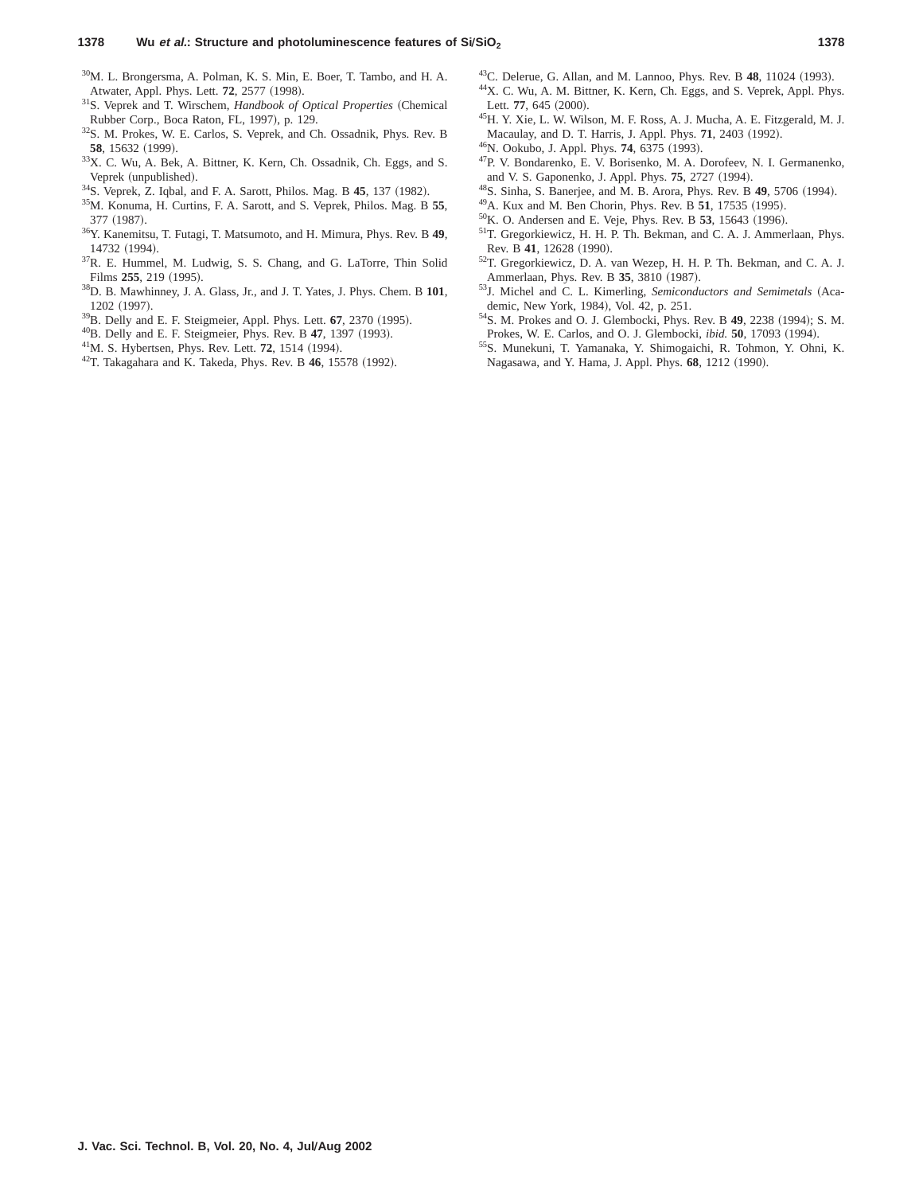[30] M. L. Brongersma, A. Polman, K. S. Min, E. Boer, T. Tambo, and H. A. Atwater, Appl. Phys. Lett. **72**, 2577 (1998).

[31] S. Veprek and T. Wirschem, *Handbook of Optical Properties* (Chemical Rubber Corp., Boca Raton, FL, 1997), p. 129.

[32] S. M. Prokes, W. E. Carlos, S. Veprek, and Ch. Ossadnik, Phys. Rev. B **58**, 15632 (1999).

[33] X. C. Wu, A. Bek, A. Bittner, K. Kern, Ch. Ossadnik, Ch. Eggs, and S. Veprek (unpublished).

[34] S. Veprek, Z. Iqbal, and F. A. Sarott, Philos. Mag. B **45**, 137 (1982).

[35] M. Konuma, H. Curtins, F. A. Sarott, and S. Veprek, Philos. Mag. B **55**, 377 (1987).

[36] Y. Kanemitsu, T. Futagi, T. Matsumoto, and H. Mimura, Phys. Rev. B **49**, 14732 (1994).

[37] R. E. Hummel, M. Ludwig, S. S. Chang, and G. LaTorre, Thin Solid Films **255**, 219 (1995).

[38] D. B. Mawhinney, J. A. Glass, Jr., and J. T. Yates, J. Phys. Chem. B **101**, 1202 (1997).

[39] B. Delly and E. F. Steigmeier, Appl. Phys. Lett. **67**, 2370 (1995).

[40] B. Delly and E. F. Steigmeier, Phys. Rev. B **47**, 1397 (1993).

[41] M. S. Hybertsen, Phys. Rev. Lett. **72**, 1514 (1994).

[42] T. Takagahara and K. Takeda, Phys. Rev. B **46**, 15578 (1992).

[43] C. Delerue, G. Allan, and M. Lannoo, Phys. Rev. B **48**, 11024 (1993).

[44] X. C. Wu, A. M. Bittner, K. Kern, Ch. Eggs, and S. Veprek, Appl. Phys. Lett. **77**, 645 (2000).

[45] H. Y. Xie, L. W. Wilson, M. F. Ross, A. J. Mucha, A. E. Fitzgerald, M. J. Macaulay, and D. T. Harris, J. Appl. Phys. **71**, 2403 (1992).

[46] N. Ookubo, J. Appl. Phys. **74**, 6375 (1993).

[47] P. V. Bondarenko, E. V. Borisenko, M. A. Dorofeev, N. I. Germanenko, and V. S. Gaponenko, J. Appl. Phys. **75**, 2727 (1994).

[48] S. Sinha, S. Banerjee, and M. B. Arora, Phys. Rev. B **49**, 5706 (1994).

[49] A. Kux and M. Ben Chorin, Phys. Rev. B **51**, 17535 (1995).

[50] K. O. Andersen and E. Veje, Phys. Rev. B **53**, 15643 (1996).

[51] T. Gregorkiewicz, H. H. P. Th. Bekman, and C. A. J. Ammerlaan, Phys. Rev. B **41**, 12628 (1990).

[52] T. Gregorkiewicz, D. A. van Wezep, H. H. P. Th. Bekman, and C. A. J. Ammerlaan, Phys. Rev. B **35**, 3810 (1987).

[53] J. Michel and C. L. Kimerling, *Semiconductors and Semimetals* (Academic, New York, 1984), Vol. 42, p. 251.

[54] S. M. Prokes and O. J. Glembocki, Phys. Rev. B **49**, 2238 (1994); S. M. Prokes, W. E. Carlos, and O. J. Glembocki, *ibid.* **50**, 17093 (1994).

[55] S. Munekuni, T. Yamanaka, Y. Shimogaichi, R. Tohmon, Y. Ohni, K. Nagasawa, and Y. Hama, J. Appl. Phys. **68**, 1212 (1990).